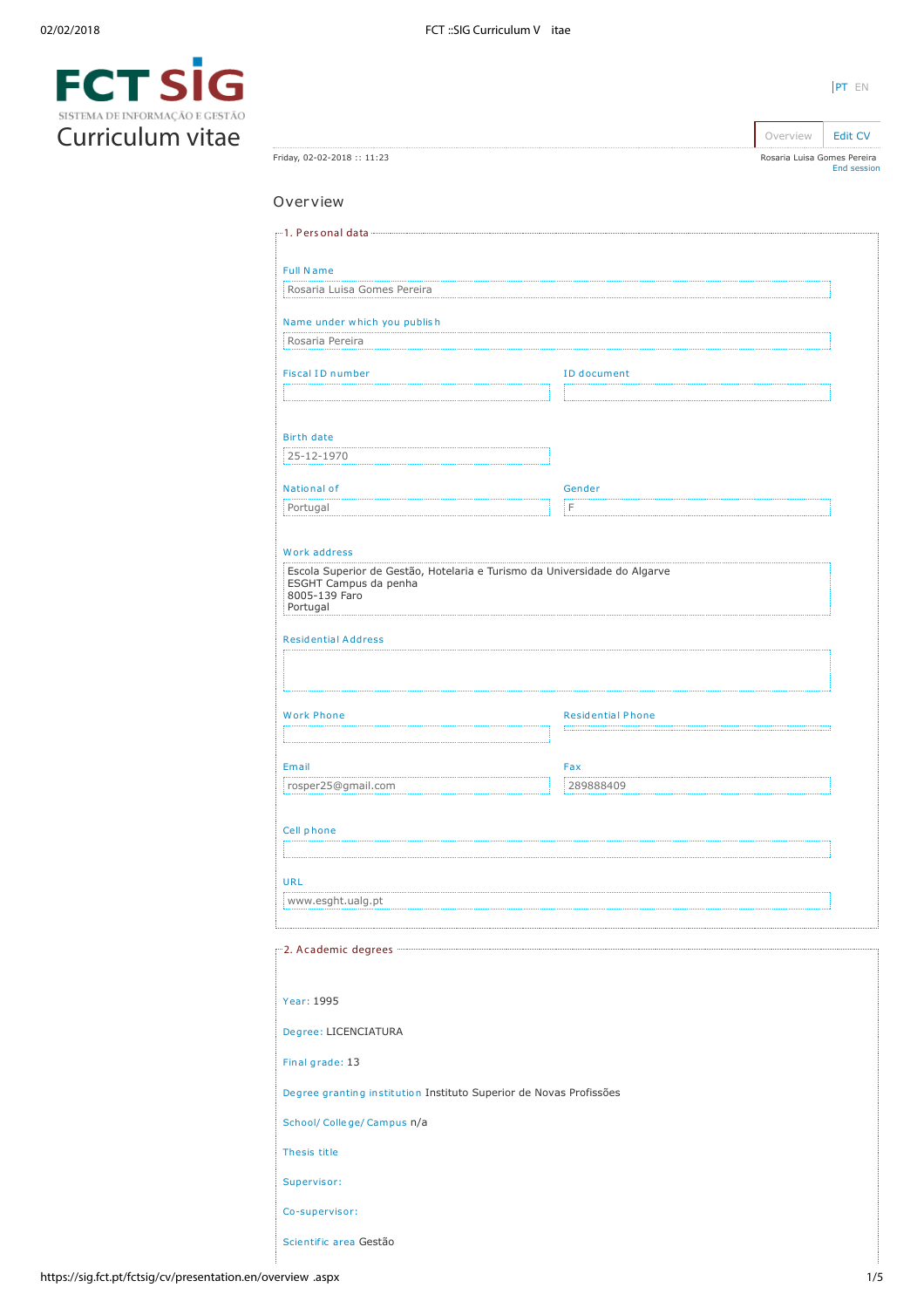# FCT SIG
SISTEMA DE INFORMAÇÃO E GESTÃO

# Curriculum vitae

PT EN

Overview | Edit CV

Friday, 02-02-2018 :: 11:23

Rosaria Luisa Gomes Pereira
End session

## Overview

### 1. Personal data

**Full Name**
Rosaria Luisa Gomes Pereira

**Name under which you publish**
Rosaria Pereira

**Fiscal ID number**

**ID document**

**Birth date**
25-12-1970

**National of**
Portugal

**Gender**
F

**Work address**
Escola Superior de Gestão, Hotelaria e Turismo da Universidade do Algarve
ESGHT Campus da penha
8005-139 Faro
Portugal

**Residential Address**

**Work Phone**

**Residential Phone**

**Email**
rosper25@gmail.com

**Fax**
289888409

**Cell phone**

**URL**
www.esght.ualg.pt

### 2. Academic degrees

**Year:** 1995

**Degree:** LICENCIATURA

**Final grade:** 13

**Degree granting institution** Instituto Superior de Novas Profissões

**School/ College/ Campus** n/a

**Thesis title**

**Supervisor:**

**Co-supervisor:**

**Scientific area** Gestão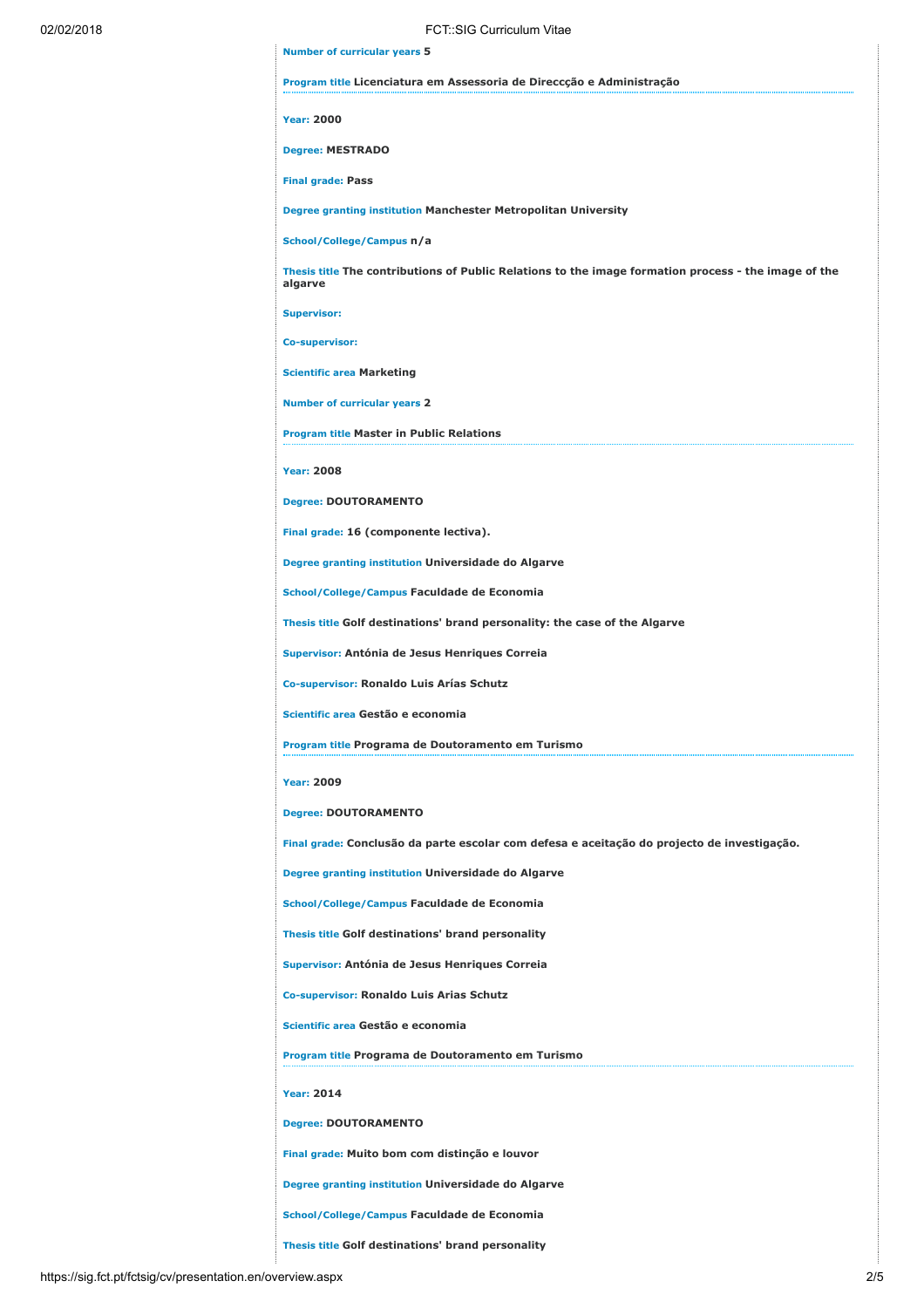**Number of curricular years** 5

**Program title** Licenciatura em Assessoria de Direccção e Administração

---

**Year:** 2000

**Degree:** MESTRADO

**Final grade:** Pass

**Degree granting institution** Manchester Metropolitan University

**School/College/Campus** n/a

**Thesis title** The contributions of Public Relations to the image formation process - the image of the algarve

**Supervisor:**

**Co-supervisor:**

**Scientific area** Marketing

**Number of curricular years** 2

**Program title** Master in Public Relations

---

**Year:** 2008

**Degree:** DOUTORAMENTO

**Final grade:** 16 (componente lectiva).

**Degree granting institution** Universidade do Algarve

**School/College/Campus** Faculdade de Economia

**Thesis title** Golf destinations' brand personality: the case of the Algarve

**Supervisor:** Antónia de Jesus Henriques Correia

**Co-supervisor:** Ronaldo Luis Arías Schutz

**Scientific area** Gestão e economia

**Program title** Programa de Doutoramento em Turismo

---

**Year:** 2009

**Degree:** DOUTORAMENTO

**Final grade:** Conclusão da parte escolar com defesa e aceitação do projecto de investigação.

**Degree granting institution** Universidade do Algarve

**School/College/Campus** Faculdade de Economia

**Thesis title** Golf destinations' brand personality

**Supervisor:** Antónia de Jesus Henriques Correia

**Co-supervisor:** Ronaldo Luis Arias Schutz

**Scientific area** Gestão e economia

**Program title** Programa de Doutoramento em Turismo

---

**Year:** 2014

**Degree:** DOUTORAMENTO

**Final grade:** Muito bom com distinção e louvor

**Degree granting institution** Universidade do Algarve

**School/College/Campus** Faculdade de Economia

**Thesis title** Golf destinations' brand personality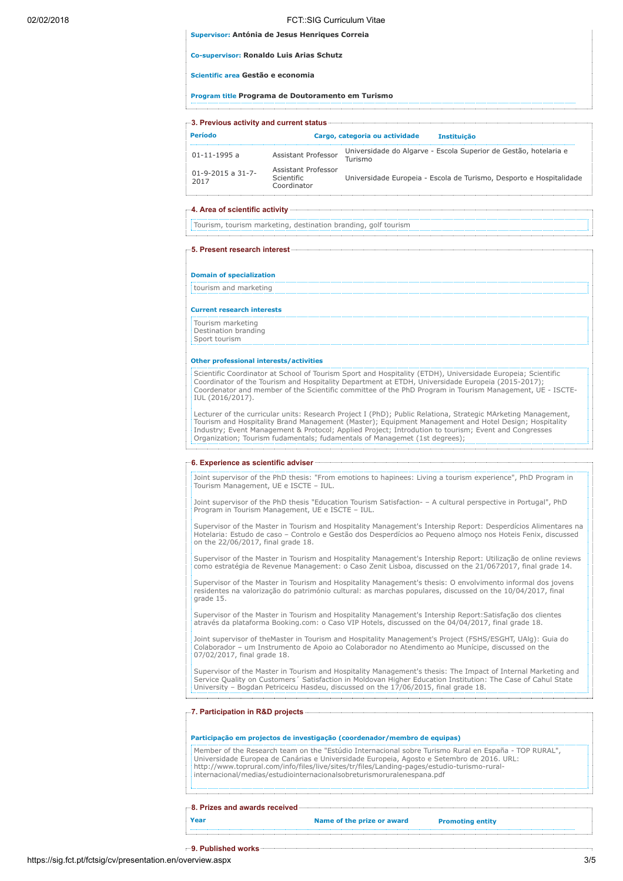**Supervisor:** António de Jesus Henriques Correia

**Co-supervisor:** Ronaldo Luis Arias Schutz

**Scientific area** Gestão e economia

**Program title** Programa de Doutoramento em Turismo

## 3. Previous activity and current status

| Período | Cargo, categoria ou actividade | Instituição |
|---|---|---|
| 01-11-1995 a | Assistant Professor | Universidade do Algarve - Escola Superior de Gestão, hotelaria e Turismo |
| 01-9-2015 a 31-7-2017 | Assistant Professor Scientific Coordinator | Universidade Europeia - Escola de Turismo, Desporto e Hospitalidade |

## 4. Area of scientific activity

Tourism, tourism marketing, destination branding, golf tourism

## 5. Present research interest

**Domain of specialization**

tourism and marketing

**Current research interests**

Tourism marketing
Destination branding
Sport tourism

**Other professional interests/activities**

Scientific Coordinator at School of Tourism Sport and Hospitality (ETDH), Universidade Europeia; Scientific Coordinator of the Tourism and Hospitality Department at ETDH, Universidade Europeia (2015-2017); Coordenator and member of the Scientific committee of the PhD Program in Tourism Management, UE - ISCTE-IUL (2016/2017).

Lecturer of the curricular units: Research Project I (PhD); Public Relationa, Strategic MArketing Management, Tourism and Hospitality Brand Management (Master); Equipment Management and Hotel Design; Hospitality Industry; Event Management & Protocol; Applied Project; Introdution to tourism; Event and Congresses Organization; Tourism fudamentals; fudamentals of Managemet (1st degrees);

## 6. Experience as scientific adviser

Joint supervisor of the PhD thesis: "From emotions to hapinees: Living a tourism experience", PhD Program in Tourism Management, UE e ISCTE – IUL.

Joint supervisor of the PhD thesis "Education Tourism Satisfaction- – A cultural perspective in Portugal", PhD Program in Tourism Management, UE e ISCTE – IUL.

Supervisor of the Master in Tourism and Hospitality Management's Intership Report: Desperdícios Alimentares na Hotelaria: Estudo de caso – Controlo e Gestão dos Desperdícios ao Pequeno almoço nos Hoteis Fenix, discussed on the 22/06/2017, final grade 18.

Supervisor of the Master in Tourism and Hospitality Management's Intership Report: Utilização de online reviews como estratégia de Revenue Management: o Caso Zenit Lisboa, discussed on the 21/0672017, final grade 14.

Supervisor of the Master in Tourism and Hospitality Management's thesis: O envolvimento informal dos jovens residentes na valorização do património cultural: as marchas populares, discussed on the 10/04/2017, final grade 15.

Supervisor of the Master in Tourism and Hospitality Management's Intership Report:Satisfação dos clientes através da plataforma Booking.com: o Caso VIP Hotels, discussed on the 04/04/2017, final grade 18.

Joint supervisor of theMaster in Tourism and Hospitality Management's Project (FSHS/ESGHT, UAlg): Guia do Colaborador – um Instrumento de Apoio ao Colaborador no Atendimento ao Munícipe, discussed on the 07/02/2017, final grade 18.

Supervisor of the Master in Tourism and Hospitality Management's thesis: The Impact of Internal Marketing and Service Quality on Customers´ Satisfaction in Moldovan Higher Education Institution: The Case of Cahul State University – Bogdan Petriceicu Hasdeu, discussed on the 17/06/2015, final grade 18.

## 7. Participation in R&D projects

**Participação em projectos de investigação (coordenador/membro de equipas)**

Member of the Research team on the "Estúdio Internacional sobre Turismo Rural en España - TOP RURAL", Universidade Europea de Canárias e Universidade Europeia, Agosto e Setembro de 2016. URL: http://www.toprural.com/info/files/live/sites/tr/files/Landing-pages/estudio-turismo-rural-internacional/medias/estudiointernacionalsobreturismoruralenespana.pdf

## 8. Prizes and awards received

| Year | Name of the prize or award | Promoting entity |
|---|---|---|

## 9. Published works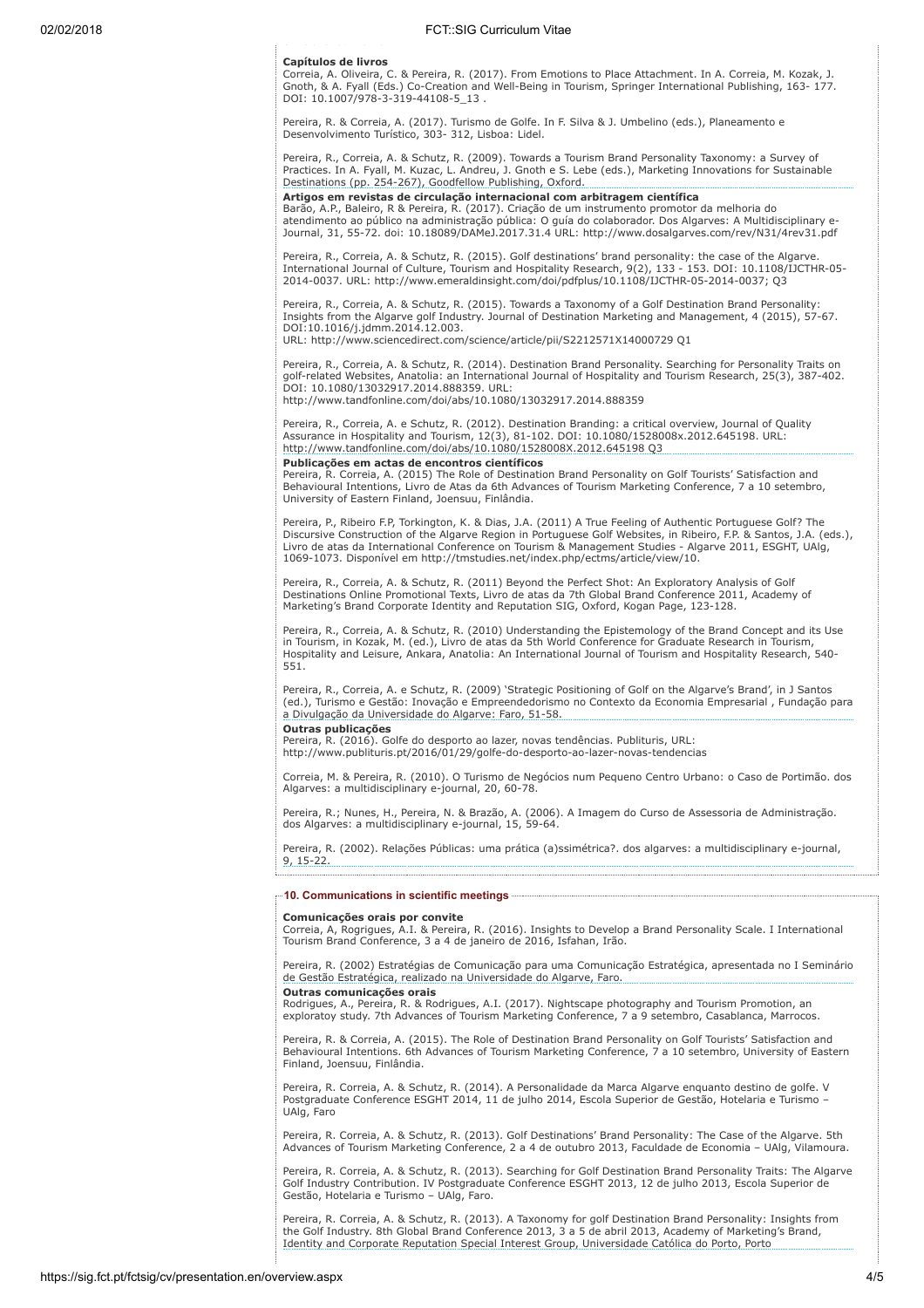**Capítulos de livros**

Correia, A. Oliveira, C. & Pereira, R. (2017). From Emotions to Place Attachment. In A. Correia, M. Kozak, J. Gnoth, & A. Fyall (Eds.) Co-Creation and Well-Being in Tourism, Springer International Publishing, 163- 177. DOI: 10.1007/978-3-319-44108-5_13 .

Pereira, R. & Correia, A. (2017). Turismo de Golfe. In F. Silva & J. Umbelino (eds.), Planeamento e Desenvolvimento Turístico, 303- 312, Lisboa: Lidel.

Pereira, R., Correia, A. & Schutz, R. (2009). Towards a Tourism Brand Personality Taxonomy: a Survey of Practices. In A. Fyall, M. Kuzac, L. Andreu, J. Gnoth e S. Lebe (eds.), Marketing Innovations for Sustainable Destinations (pp. 254-267), Goodfellow Publishing, Oxford.

**Artigos em revistas de circulação internacional com arbitragem científica**

Barão, A.P., Baleiro, R & Pereira, R. (2017). Criação de um instrumento promotor da melhoria do atendimento ao público na administração pública: O guia do colaborador. Dos Algarves: A Multidisciplinary e-Journal, 31, 55-72. doi: 10.18089/DAMeJ.2017.31.4 URL: http://www.dosalgarves.com/rev/N31/4rev31.pdf

Pereira, R., Correia, A. & Schutz, R. (2015). Golf destinations' brand personality: the case of the Algarve. International Journal of Culture, Tourism and Hospitality Research, 9(2), 133 - 153. DOI: 10.1108/IJCTHR-05-2014-0037. URL: http://www.emeraldinsight.com/doi/pdfplus/10.1108/IJCTHR-05-2014-0037; Q3

Pereira, R., Correia, A. & Schutz, R. (2015). Towards a Taxonomy of a Golf Destination Brand Personality: Insights from the Algarve golf Industry. Journal of Destination Marketing and Management, 4 (2015), 57-67. DOI:10.1016/j.jdmm.2014.12.003.
URL: http://www.sciencedirect.com/science/article/pii/S2212571X14000729 Q1

Pereira, R., Correia, A. & Schutz, R. (2014). Destination Brand Personality. Searching for Personality Traits on golf-related Websites, Anatolia: an International Journal of Hospitality and Tourism Research, 25(3), 387-402. DOI: 10.1080/13032917.2014.888359. URL:
http://www.tandfonline.com/doi/abs/10.1080/13032917.2014.888359

Pereira, R., Correia, A. e Schutz, R. (2012). Destination Branding: a critical overview, Journal of Quality Assurance in Hospitality and Tourism, 12(3), 81-102. DOI: 10.1080/1528008x.2012.645198. URL: http://www.tandfonline.com/doi/abs/10.1080/1528008X.2012.645198 Q3

**Publicações em actas de encontros científicos**

Pereira, R. Correia, A. (2015) The Role of Destination Brand Personality on Golf Tourists' Satisfaction and Behavioural Intentions, Livro de Atas da 6th Advances of Tourism Marketing Conference, 7 a 10 setembro, University of Eastern Finland, Joensuu, Finlândia.

Pereira, P., Ribeiro F.P, Torkington, K. & Dias, J.A. (2011) A True Feeling of Authentic Portuguese Golf? The Discursive Construction of the Algarve Region in Portuguese Golf Websites, in Ribeiro, F.P. & Santos, J.A. (eds.), Livro de atas da International Conference on Tourism & Management Studies - Algarve 2011, ESGHT, UAlg, 1069-1073. Disponível em http://tmstudies.net/index.php/ectms/article/view/10.

Pereira, R., Correia, A. & Schutz, R. (2011) Beyond the Perfect Shot: An Exploratory Analysis of Golf Destinations Online Promotional Texts, Livro de atas da 7th Global Brand Conference 2011, Academy of Marketing's Brand Corporate Identity and Reputation SIG, Oxford, Kogan Page, 123-128.

Pereira, R., Correia, A. & Schutz, R. (2010) Understanding the Epistemology of the Brand Concept and its Use in Tourism, in Kozak, M. (ed.), Livro de atas da 5th World Conference for Graduate Research in Tourism, Hospitality and Leisure, Ankara, Anatolia: An International Journal of Tourism and Hospitality Research, 540-551.

Pereira, R., Correia, A. e Schutz, R. (2009) 'Strategic Positioning of Golf on the Algarve's Brand', in J Santos (ed.), Turismo e Gestão: Inovação e Empreendedorismo no Contexto da Economia Empresarial , Fundação para a Divulgação da Universidade do Algarve: Faro, 51-58.

**Outras publicações**

Pereira, R. (2016). Golfe do desporto ao lazer, novas tendências. Publituris, URL:
http://www.publituris.pt/2016/01/29/golfe-do-desporto-ao-lazer-novas-tendencias

Correia, M. & Pereira, R. (2010). O Turismo de Negócios num Pequeno Centro Urbano: o Caso de Portimão. dos Algarves: a multidisciplinary e-journal, 20, 60-78.

Pereira, R.; Nunes, H., Pereira, N. & Brazão, A. (2006). A Imagem do Curso de Assessoria de Administração. dos Algarves: a multidisciplinary e-journal, 15, 59-64.

Pereira, R. (2002). Relações Públicas: uma prática (a)ssimétrica?. dos algarves: a multidisciplinary e-journal, 9, 15-22.

## 10. Communications in scientific meetings

**Comunicações orais por convite**

Correia, A, Rogrigues, A.I. & Pereira, R. (2016). Insights to Develop a Brand Personality Scale. I International Tourism Brand Conference, 3 a 4 de janeiro de 2016, Isfahan, Irão.

Pereira, R. (2002) Estratégias de Comunicação para uma Comunicação Estratégica, apresentada no I Seminário de Gestão Estratégica, realizado na Universidade do Algarve, Faro.

**Outras comunicações orais**

Rodrigues, A., Pereira, R. & Rodrigues, A.I. (2017). Nightscape photography and Tourism Promotion, an exploratoy study. 7th Advances of Tourism Marketing Conference, 7 a 9 setembro, Casablanca, Marrocos.

Pereira, R. & Correia, A. (2015). The Role of Destination Brand Personality on Golf Tourists' Satisfaction and Behavioural Intentions. 6th Advances of Tourism Marketing Conference, 7 a 10 setembro, University of Eastern Finland, Joensuu, Finlândia.

Pereira, R. Correia, A. & Schutz, R. (2014). A Personalidade da Marca Algarve enquanto destino de golfe. V Postgraduate Conference ESGHT 2014, 11 de julho 2014, Escola Superior de Gestão, Hotelaria e Turismo – UAlg, Faro

Pereira, R. Correia, A. & Schutz, R. (2013). Golf Destinations' Brand Personality: The Case of the Algarve. 5th Advances of Tourism Marketing Conference, 2 a 4 de outubro 2013, Faculdade de Economia – UAlg, Vilamoura.

Pereira, R. Correia, A. & Schutz, R. (2013). Searching for Golf Destination Brand Personality Traits: The Algarve Golf Industry Contribution. IV Postgraduate Conference ESGHT 2013, 12 de julho 2013, Escola Superior de Gestão, Hotelaria e Turismo – UAlg, Faro.

Pereira, R. Correia, A. & Schutz, R. (2013). A Taxonomy for golf Destination Brand Personality: Insights from the Golf Industry. 8th Global Brand Conference 2013, 3 a 5 de abril 2013, Academy of Marketing's Brand, Identity and Corporate Reputation Special Interest Group, Universidade Católica do Porto, Porto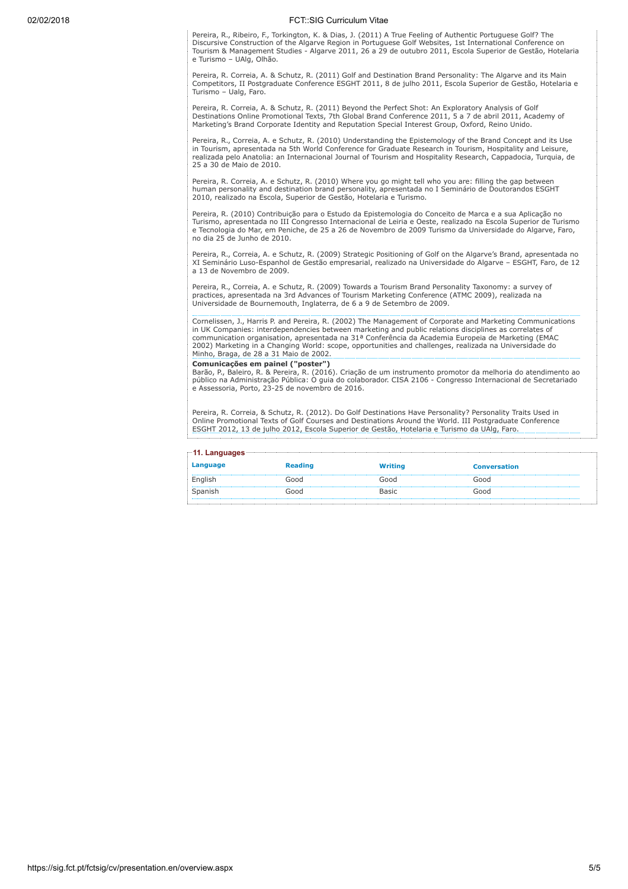Pereira, R., Ribeiro, F., Torkington, K. & Dias, J. (2011) A True Feeling of Authentic Portuguese Golf? The Discursive Construction of the Algarve Region in Portuguese Golf Websites, 1st International Conference on Tourism & Management Studies - Algarve 2011, 26 a 29 de outubro 2011, Escola Superior de Gestão, Hotelaria e Turismo – UAlg, Olhão.

Pereira, R. Correia, A. & Schutz, R. (2011) Golf and Destination Brand Personality: The Algarve and its Main Competitors, II Postgraduate Conference ESGHT 2011, 8 de julho 2011, Escola Superior de Gestão, Hotelaria e Turismo – Ualg, Faro.

Pereira, R. Correia, A. & Schutz, R. (2011) Beyond the Perfect Shot: An Exploratory Analysis of Golf Destinations Online Promotional Texts, 7th Global Brand Conference 2011, 5 a 7 de abril 2011, Academy of Marketing's Brand Corporate Identity and Reputation Special Interest Group, Oxford, Reino Unido.

Pereira, R., Correia, A. e Schutz, R. (2010) Understanding the Epistemology of the Brand Concept and its Use in Tourism, apresentada na 5th World Conference for Graduate Research in Tourism, Hospitality and Leisure, realizada pelo Anatolia: an Internacional Journal of Tourism and Hospitality Research, Cappadocia, Turquia, de 25 a 30 de Maio de 2010.

Pereira, R. Correia, A. e Schutz, R. (2010) Where you go might tell who you are: filling the gap between human personality and destination brand personality, apresentada no I Seminário de Doutorandos ESGHT 2010, realizado na Escola, Superior de Gestão, Hotelaria e Turismo.

Pereira, R. (2010) Contribuição para o Estudo da Epistemologia do Conceito de Marca e a sua Aplicação no Turismo, apresentada no III Congresso Internacional de Leiria e Oeste, realizado na Escola Superior de Turismo e Tecnologia do Mar, em Peniche, de 25 a 26 de Novembro de 2009 Turismo da Universidade do Algarve, Faro, no dia 25 de Junho de 2010.

Pereira, R., Correia, A. e Schutz, R. (2009) Strategic Positioning of Golf on the Algarve's Brand, apresentada no XI Seminário Luso-Espanhol de Gestão empresarial, realizado na Universidade do Algarve – ESGHT, Faro, de 12 a 13 de Novembro de 2009.

Pereira, R., Correia, A. e Schutz, R. (2009) Towards a Tourism Brand Personality Taxonomy: a survey of practices, apresentada na 3rd Advances of Tourism Marketing Conference (ATMC 2009), realizada na Universidade de Bournemouth, Inglaterra, de 6 a 9 de Setembro de 2009.

Cornelissen, J., Harris P. and Pereira, R. (2002) The Management of Corporate and Marketing Communications in UK Companies: interdependencies between marketing and public relations disciplines as correlates of communication organisation, apresentada na 31ª Conferência da Academia Europeia de Marketing (EMAC 2002) Marketing in a Changing World: scope, opportunities and challenges, realizada na Universidade do Minho, Braga, de 28 a 31 Maio de 2002.

**Comunicações em painel ("poster")**

Barão, P., Baleiro, R. & Pereira, R. (2016). Criação de um instrumento promotor da melhoria do atendimento ao público na Administração Pública: O guia do colaborador. CISA 2106 - Congresso Internacional de Secretariado e Assessoria, Porto, 23-25 de novembro de 2016.

Pereira, R. Correia, & Schutz, R. (2012). Do Golf Destinations Have Personality? Personality Traits Used in Online Promotional Texts of Golf Courses and Destinations Around the World. III Postgraduate Conference ESGHT 2012, 13 de julho 2012, Escola Superior de Gestão, Hotelaria e Turismo da UAlg, Faro.

## 11. Languages

| Language | Reading | Writing | Conversation |
|---|---|---|---|
| English | Good | Good | Good |
| Spanish | Good | Basic | Good |